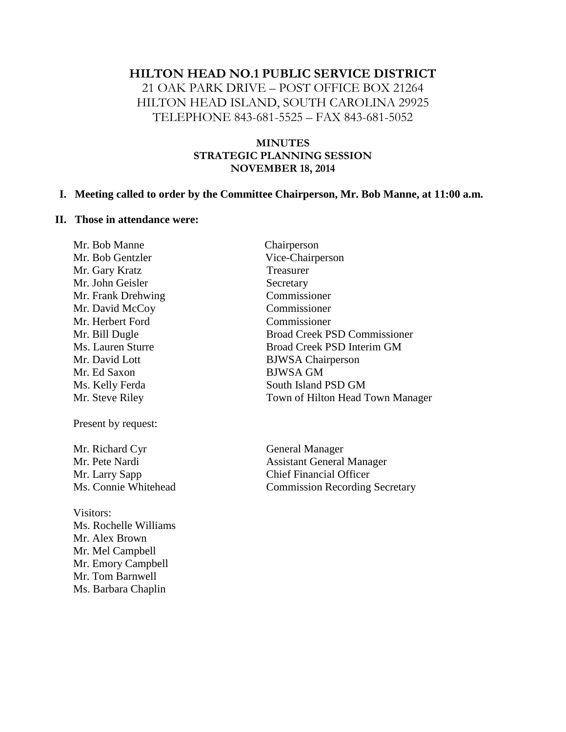# HILTON HEAD NO.1 PUBLIC SERVICE DISTRICT

21 OAK PARK DRIVE – POST OFFICE BOX 21264
HILTON HEAD ISLAND, SOUTH CAROLINA 29925
TELEPHONE 843-681-5525 – FAX 843-681-5052

## MINUTES
## STRATEGIC PLANNING SESSION
## NOVEMBER 18, 2014

**I. Meeting called to order by the Committee Chairperson, Mr. Bob Manne, at 11:00 a.m.**

**II. Those in attendance were:**

| | |
|---|---|
| Mr. Bob Manne | Chairperson |
| Mr. Bob Gentzler | Vice-Chairperson |
| Mr. Gary Kratz | Treasurer |
| Mr. John Geisler | Secretary |
| Mr. Frank Drehwing | Commissioner |
| Mr. David McCoy | Commissioner |
| Mr. Herbert Ford | Commissioner |
| Mr. Bill Dugle | Broad Creek PSD Commissioner |
| Ms. Lauren Sturre | Broad Creek PSD Interim GM |
| Mr. David Lott | BJWSA Chairperson |
| Mr. Ed Saxon | BJWSA GM |
| Ms. Kelly Ferda | South Island PSD GM |
| Mr. Steve Riley | Town of Hilton Head Town Manager |

Present by request:

| | |
|---|---|
| Mr. Richard Cyr | General Manager |
| Mr. Pete Nardi | Assistant General Manager |
| Mr. Larry Sapp | Chief Financial Officer |
| Ms. Connie Whitehead | Commission Recording Secretary |

Visitors:
Ms. Rochelle Williams
Mr. Alex Brown
Mr. Mel Campbell
Mr. Emory Campbell
Mr. Tom Barnwell
Ms. Barbara Chaplin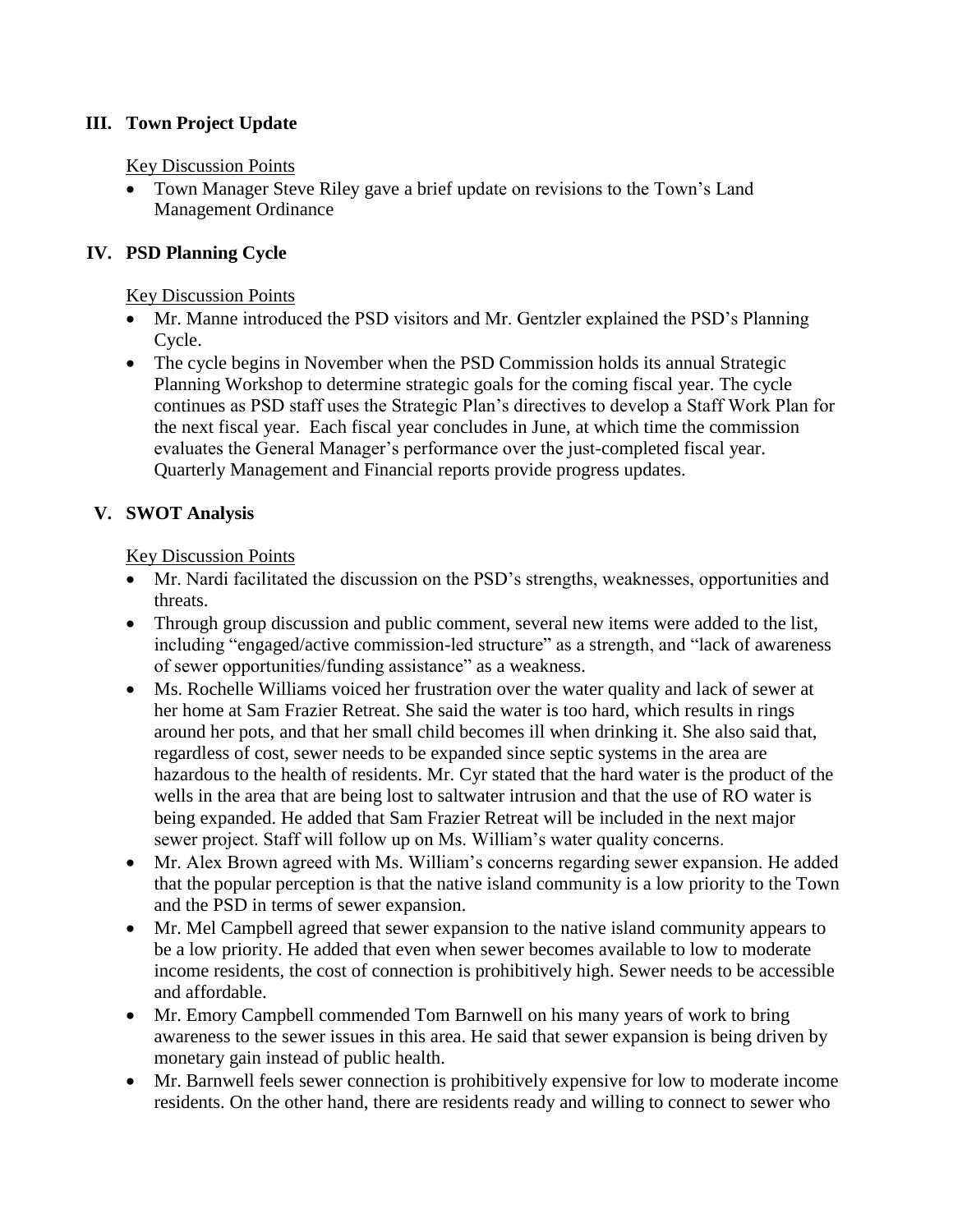## III. Town Project Update

Key Discussion Points

- Town Manager Steve Riley gave a brief update on revisions to the Town's Land Management Ordinance

## IV. PSD Planning Cycle

Key Discussion Points

- Mr. Manne introduced the PSD visitors and Mr. Gentzler explained the PSD's Planning Cycle.
- The cycle begins in November when the PSD Commission holds its annual Strategic Planning Workshop to determine strategic goals for the coming fiscal year. The cycle continues as PSD staff uses the Strategic Plan's directives to develop a Staff Work Plan for the next fiscal year. Each fiscal year concludes in June, at which time the commission evaluates the General Manager's performance over the just-completed fiscal year. Quarterly Management and Financial reports provide progress updates.

## V. SWOT Analysis

Key Discussion Points

- Mr. Nardi facilitated the discussion on the PSD's strengths, weaknesses, opportunities and threats.
- Through group discussion and public comment, several new items were added to the list, including "engaged/active commission-led structure" as a strength, and "lack of awareness of sewer opportunities/funding assistance" as a weakness.
- Ms. Rochelle Williams voiced her frustration over the water quality and lack of sewer at her home at Sam Frazier Retreat. She said the water is too hard, which results in rings around her pots, and that her small child becomes ill when drinking it. She also said that, regardless of cost, sewer needs to be expanded since septic systems in the area are hazardous to the health of residents. Mr. Cyr stated that the hard water is the product of the wells in the area that are being lost to saltwater intrusion and that the use of RO water is being expanded. He added that Sam Frazier Retreat will be included in the next major sewer project. Staff will follow up on Ms. William's water quality concerns.
- Mr. Alex Brown agreed with Ms. William's concerns regarding sewer expansion. He added that the popular perception is that the native island community is a low priority to the Town and the PSD in terms of sewer expansion.
- Mr. Mel Campbell agreed that sewer expansion to the native island community appears to be a low priority. He added that even when sewer becomes available to low to moderate income residents, the cost of connection is prohibitively high. Sewer needs to be accessible and affordable.
- Mr. Emory Campbell commended Tom Barnwell on his many years of work to bring awareness to the sewer issues in this area. He said that sewer expansion is being driven by monetary gain instead of public health.
- Mr. Barnwell feels sewer connection is prohibitively expensive for low to moderate income residents. On the other hand, there are residents ready and willing to connect to sewer who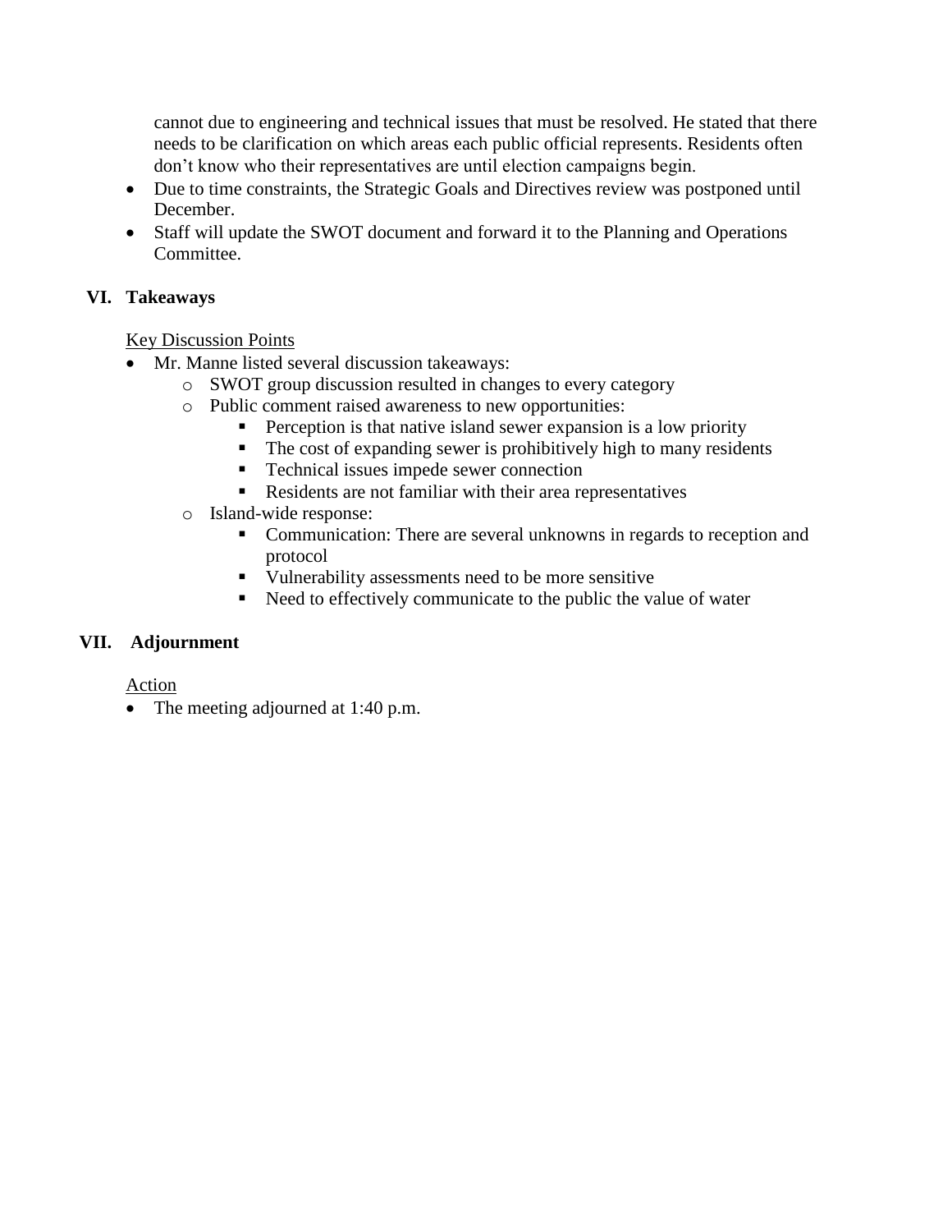cannot due to engineering and technical issues that must be resolved. He stated that there needs to be clarification on which areas each public official represents. Residents often don't know who their representatives are until election campaigns begin.

- Due to time constraints, the Strategic Goals and Directives review was postponed until December.
- Staff will update the SWOT document and forward it to the Planning and Operations Committee.

## VI. Takeaways

<u>Key Discussion Points</u>

- Mr. Manne listed several discussion takeaways:
  - SWOT group discussion resulted in changes to every category
  - Public comment raised awareness to new opportunities:
    - Perception is that native island sewer expansion is a low priority
    - The cost of expanding sewer is prohibitively high to many residents
    - Technical issues impede sewer connection
    - Residents are not familiar with their area representatives
  - Island-wide response:
    - Communication: There are several unknowns in regards to reception and protocol
    - Vulnerability assessments need to be more sensitive
    - Need to effectively communicate to the public the value of water

## VII. Adjournment

<u>Action</u>

- The meeting adjourned at 1:40 p.m.